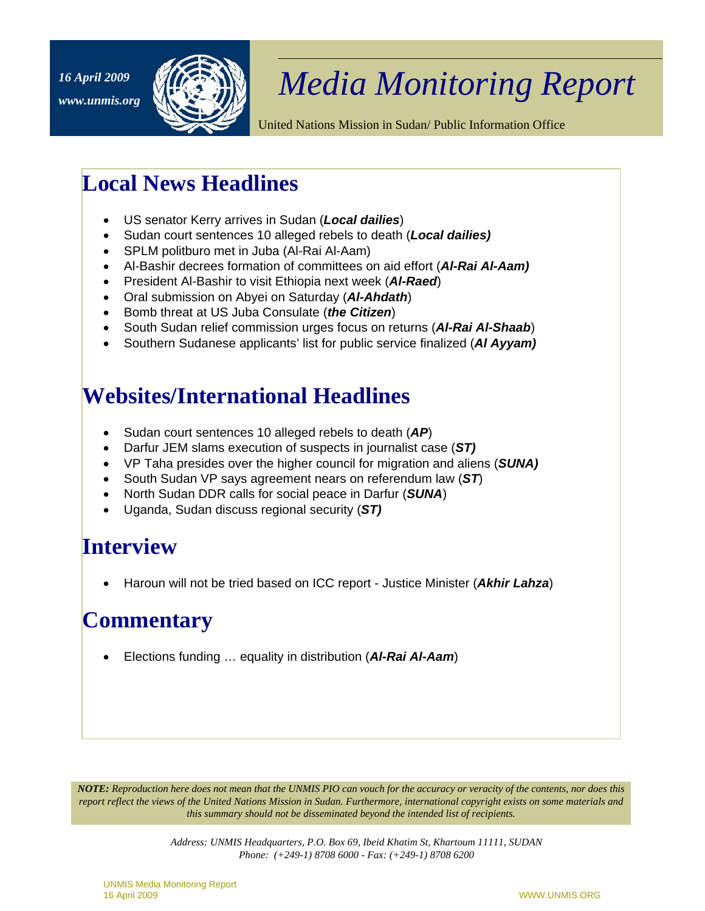16 April 2009

www.unmis.org

# Media Monitoring Report

United Nations Mission in Sudan/ Public Information Office

## Local News Headlines

- US senator Kerry arrives in Sudan (***Local dailies***)
- Sudan court sentences 10 alleged rebels to death (***Local dailies)***
- SPLM politburo met in Juba (Al-Rai Al-Aam)
- Al-Bashir decrees formation of committees on aid effort (***Al-Rai Al-Aam)***
- President Al-Bashir to visit Ethiopia next week (***Al-Raed***)
- Oral submission on Abyei on Saturday (***Al-Ahdath***)
- Bomb threat at US Juba Consulate (***the Citizen***)
- South Sudan relief commission urges focus on returns (***Al-Rai Al-Shaab***)
- Southern Sudanese applicants' list for public service finalized (***Al Ayyam)***

## Websites/International Headlines

- Sudan court sentences 10 alleged rebels to death (***AP***)
- Darfur JEM slams execution of suspects in journalist case (***ST)***
- VP Taha presides over the higher council for migration and aliens (***SUNA)***
- South Sudan VP says agreement nears on referendum law (***ST***)
- North Sudan DDR calls for social peace in Darfur (***SUNA***)
- Uganda, Sudan discuss regional security (***ST)***

## Interview

- Haroun will not be tried based on ICC report - Justice Minister (***Akhir Lahza***)

## Commentary

- Elections funding … equality in distribution (***Al-Rai Al-Aam***)

***NOTE:*** *Reproduction here does not mean that the UNMIS PIO can vouch for the accuracy or veracity of the contents, nor does this report reflect the views of the United Nations Mission in Sudan. Furthermore, international copyright exists on some materials and this summary should not be disseminated beyond the intended list of recipients.*

*Address: UNMIS Headquarters, P.O. Box 69, Ibeid Khatim St, Khartoum 11111, SUDAN*
*Phone: (+249-1) 8708 6000 - Fax: (+249-1) 8708 6200*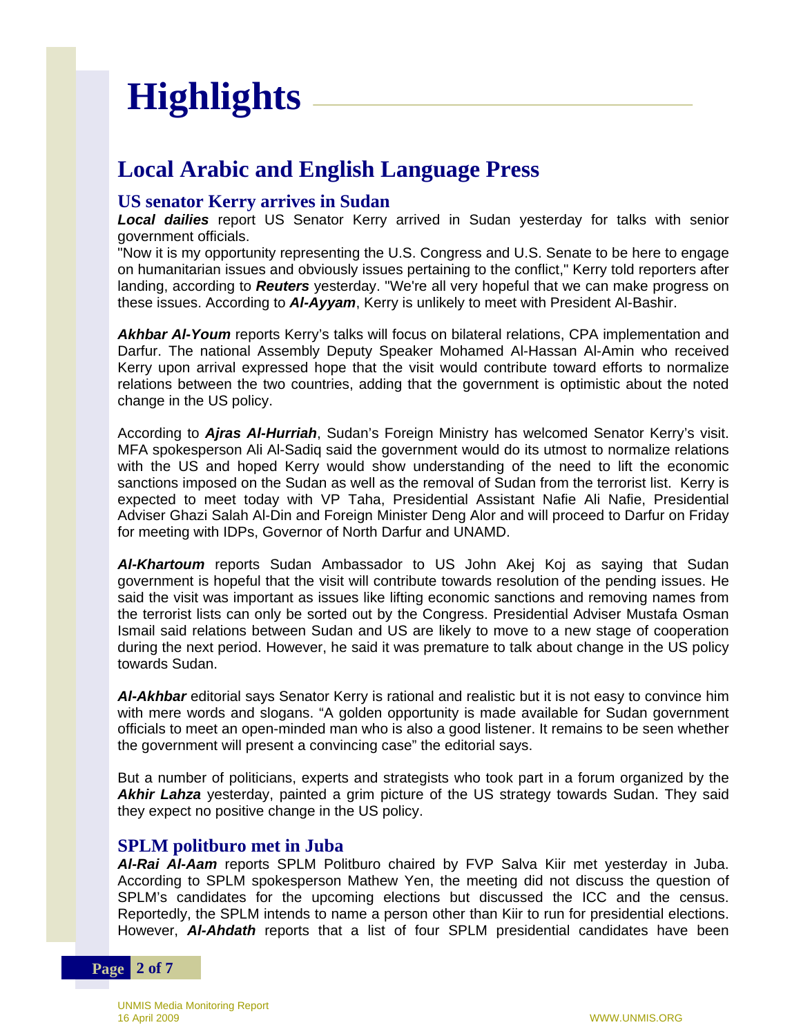# Highlights

## Local Arabic and English Language Press

### US senator Kerry arrives in Sudan

***Local dailies*** report US Senator Kerry arrived in Sudan yesterday for talks with senior government officials.

"Now it is my opportunity representing the U.S. Congress and U.S. Senate to be here to engage on humanitarian issues and obviously issues pertaining to the conflict," Kerry told reporters after landing, according to ***Reuters*** yesterday. "We're all very hopeful that we can make progress on these issues. According to ***Al-Ayyam***, Kerry is unlikely to meet with President Al-Bashir.

***Akhbar Al-Youm*** reports Kerry's talks will focus on bilateral relations, CPA implementation and Darfur. The national Assembly Deputy Speaker Mohamed Al-Hassan Al-Amin who received Kerry upon arrival expressed hope that the visit would contribute toward efforts to normalize relations between the two countries, adding that the government is optimistic about the noted change in the US policy.

According to ***Ajras Al-Hurriah***, Sudan's Foreign Ministry has welcomed Senator Kerry's visit. MFA spokesperson Ali Al-Sadiq said the government would do its utmost to normalize relations with the US and hoped Kerry would show understanding of the need to lift the economic sanctions imposed on the Sudan as well as the removal of Sudan from the terrorist list. Kerry is expected to meet today with VP Taha, Presidential Assistant Nafie Ali Nafie, Presidential Adviser Ghazi Salah Al-Din and Foreign Minister Deng Alor and will proceed to Darfur on Friday for meeting with IDPs, Governor of North Darfur and UNAMD.

***Al-Khartoum*** reports Sudan Ambassador to US John Akej Koj as saying that Sudan government is hopeful that the visit will contribute towards resolution of the pending issues. He said the visit was important as issues like lifting economic sanctions and removing names from the terrorist lists can only be sorted out by the Congress. Presidential Adviser Mustafa Osman Ismail said relations between Sudan and US are likely to move to a new stage of cooperation during the next period. However, he said it was premature to talk about change in the US policy towards Sudan.

***Al-Akhbar*** editorial says Senator Kerry is rational and realistic but it is not easy to convince him with mere words and slogans. "A golden opportunity is made available for Sudan government officials to meet an open-minded man who is also a good listener. It remains to be seen whether the government will present a convincing case" the editorial says.

But a number of politicians, experts and strategists who took part in a forum organized by the ***Akhir Lahza*** yesterday, painted a grim picture of the US strategy towards Sudan. They said they expect no positive change in the US policy.

### SPLM politburo met in Juba

***Al-Rai Al-Aam*** reports SPLM Politburo chaired by FVP Salva Kiir met yesterday in Juba. According to SPLM spokesperson Mathew Yen, the meeting did not discuss the question of SPLM's candidates for the upcoming elections but discussed the ICC and the census. Reportedly, the SPLM intends to name a person other than Kiir to run for presidential elections. However, ***Al-Ahdath*** reports that a list of four SPLM presidential candidates have been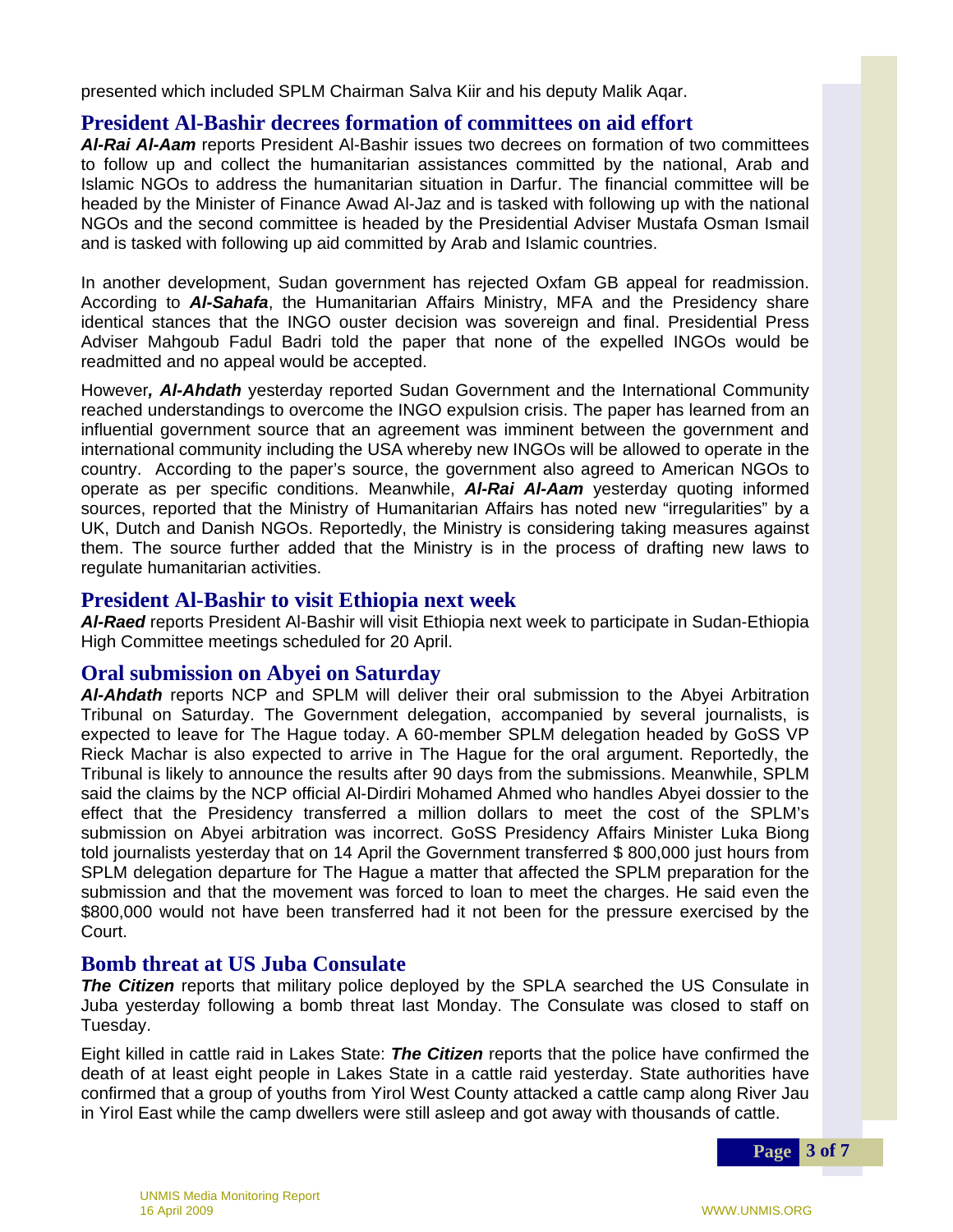presented which included SPLM Chairman Salva Kiir and his deputy Malik Aqar.

## President Al-Bashir decrees formation of committees on aid effort

***Al-Rai Al-Aam*** reports President Al-Bashir issues two decrees on formation of two committees to follow up and collect the humanitarian assistances committed by the national, Arab and Islamic NGOs to address the humanitarian situation in Darfur. The financial committee will be headed by the Minister of Finance Awad Al-Jaz and is tasked with following up with the national NGOs and the second committee is headed by the Presidential Adviser Mustafa Osman Ismail and is tasked with following up aid committed by Arab and Islamic countries.

In another development, Sudan government has rejected Oxfam GB appeal for readmission. According to ***Al-Sahafa***, the Humanitarian Affairs Ministry, MFA and the Presidency share identical stances that the INGO ouster decision was sovereign and final. Presidential Press Adviser Mahgoub Fadul Badri told the paper that none of the expelled INGOs would be readmitted and no appeal would be accepted.

However***, Al-Ahdath*** yesterday reported Sudan Government and the International Community reached understandings to overcome the INGO expulsion crisis. The paper has learned from an influential government source that an agreement was imminent between the government and international community including the USA whereby new INGOs will be allowed to operate in the country. According to the paper's source, the government also agreed to American NGOs to operate as per specific conditions. Meanwhile, ***Al-Rai Al-Aam*** yesterday quoting informed sources, reported that the Ministry of Humanitarian Affairs has noted new "irregularities" by a UK, Dutch and Danish NGOs. Reportedly, the Ministry is considering taking measures against them. The source further added that the Ministry is in the process of drafting new laws to regulate humanitarian activities.

## President Al-Bashir to visit Ethiopia next week

***Al-Raed*** reports President Al-Bashir will visit Ethiopia next week to participate in Sudan-Ethiopia High Committee meetings scheduled for 20 April.

## Oral submission on Abyei on Saturday

***Al-Ahdath*** reports NCP and SPLM will deliver their oral submission to the Abyei Arbitration Tribunal on Saturday. The Government delegation, accompanied by several journalists, is expected to leave for The Hague today. A 60-member SPLM delegation headed by GoSS VP Rieck Machar is also expected to arrive in The Hague for the oral argument. Reportedly, the Tribunal is likely to announce the results after 90 days from the submissions. Meanwhile, SPLM said the claims by the NCP official Al-Dirdiri Mohamed Ahmed who handles Abyei dossier to the effect that the Presidency transferred a million dollars to meet the cost of the SPLM's submission on Abyei arbitration was incorrect. GoSS Presidency Affairs Minister Luka Biong told journalists yesterday that on 14 April the Government transferred $ 800,000 just hours from SPLM delegation departure for The Hague a matter that affected the SPLM preparation for the submission and that the movement was forced to loan to meet the charges. He said even the $800,000 would not have been transferred had it not been for the pressure exercised by the Court.

## Bomb threat at US Juba Consulate

***The Citizen*** reports that military police deployed by the SPLA searched the US Consulate in Juba yesterday following a bomb threat last Monday. The Consulate was closed to staff on Tuesday.

Eight killed in cattle raid in Lakes State: ***The Citizen*** reports that the police have confirmed the death of at least eight people in Lakes State in a cattle raid yesterday. State authorities have confirmed that a group of youths from Yirol West County attacked a cattle camp along River Jau in Yirol East while the camp dwellers were still asleep and got away with thousands of cattle.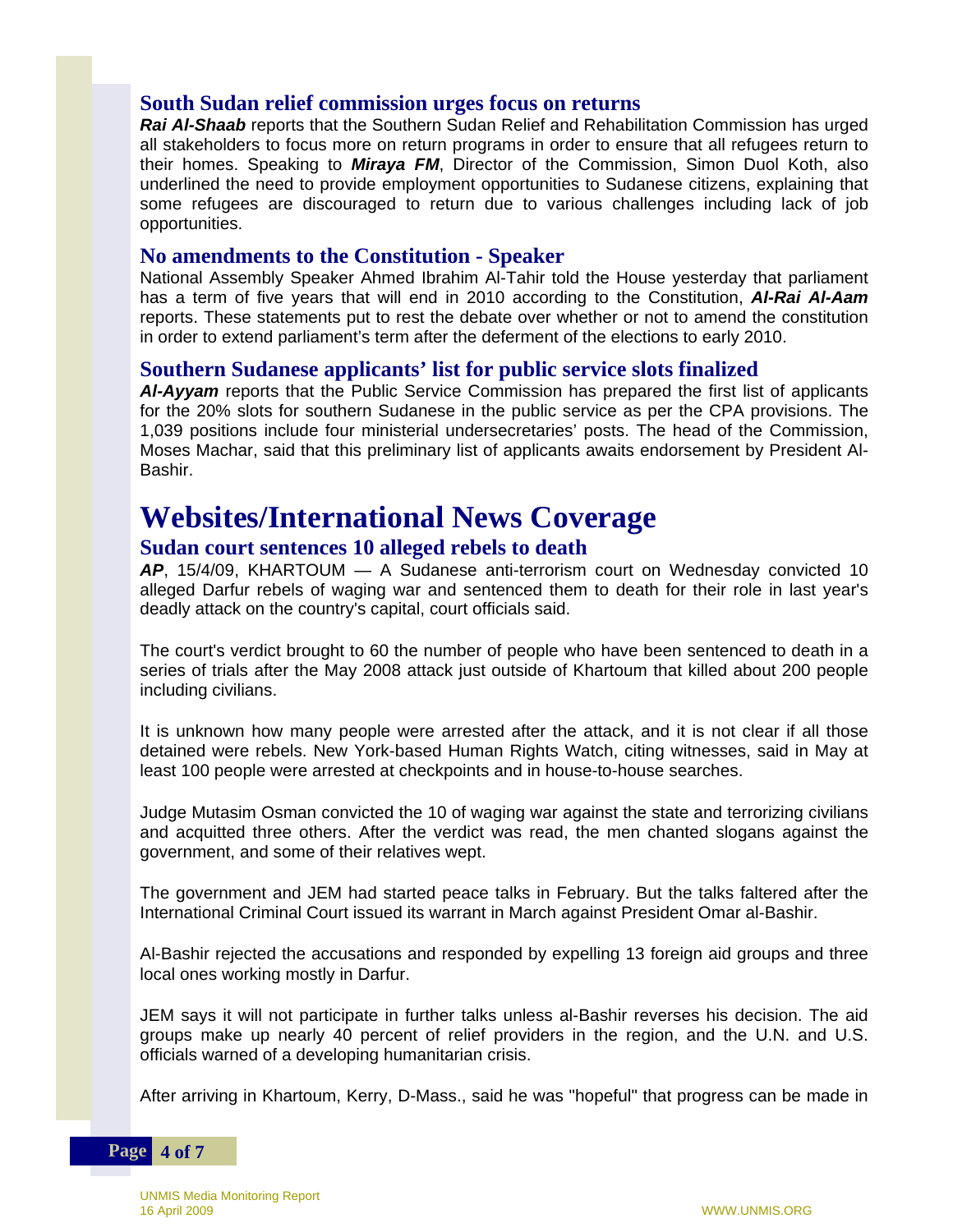### South Sudan relief commission urges focus on returns

***Rai Al-Shaab*** reports that the Southern Sudan Relief and Rehabilitation Commission has urged all stakeholders to focus more on return programs in order to ensure that all refugees return to their homes. Speaking to ***Miraya FM***, Director of the Commission, Simon Duol Koth, also underlined the need to provide employment opportunities to Sudanese citizens, explaining that some refugees are discouraged to return due to various challenges including lack of job opportunities.

### No amendments to the Constitution - Speaker

National Assembly Speaker Ahmed Ibrahim Al-Tahir told the House yesterday that parliament has a term of five years that will end in 2010 according to the Constitution, ***Al-Rai Al-Aam*** reports. These statements put to rest the debate over whether or not to amend the constitution in order to extend parliament's term after the deferment of the elections to early 2010.

### Southern Sudanese applicants' list for public service slots finalized

***Al-Ayyam*** reports that the Public Service Commission has prepared the first list of applicants for the 20% slots for southern Sudanese in the public service as per the CPA provisions. The 1,039 positions include four ministerial undersecretaries' posts. The head of the Commission, Moses Machar, said that this preliminary list of applicants awaits endorsement by President Al-Bashir.

# Websites/International News Coverage

### Sudan court sentences 10 alleged rebels to death

***AP***, 15/4/09, KHARTOUM — A Sudanese anti-terrorism court on Wednesday convicted 10 alleged Darfur rebels of waging war and sentenced them to death for their role in last year's deadly attack on the country's capital, court officials said.

The court's verdict brought to 60 the number of people who have been sentenced to death in a series of trials after the May 2008 attack just outside of Khartoum that killed about 200 people including civilians.

It is unknown how many people were arrested after the attack, and it is not clear if all those detained were rebels. New York-based Human Rights Watch, citing witnesses, said in May at least 100 people were arrested at checkpoints and in house-to-house searches.

Judge Mutasim Osman convicted the 10 of waging war against the state and terrorizing civilians and acquitted three others. After the verdict was read, the men chanted slogans against the government, and some of their relatives wept.

The government and JEM had started peace talks in February. But the talks faltered after the International Criminal Court issued its warrant in March against President Omar al-Bashir.

Al-Bashir rejected the accusations and responded by expelling 13 foreign aid groups and three local ones working mostly in Darfur.

JEM says it will not participate in further talks unless al-Bashir reverses his decision. The aid groups make up nearly 40 percent of relief providers in the region, and the U.N. and U.S. officials warned of a developing humanitarian crisis.

After arriving in Khartoum, Kerry, D-Mass., said he was "hopeful" that progress can be made in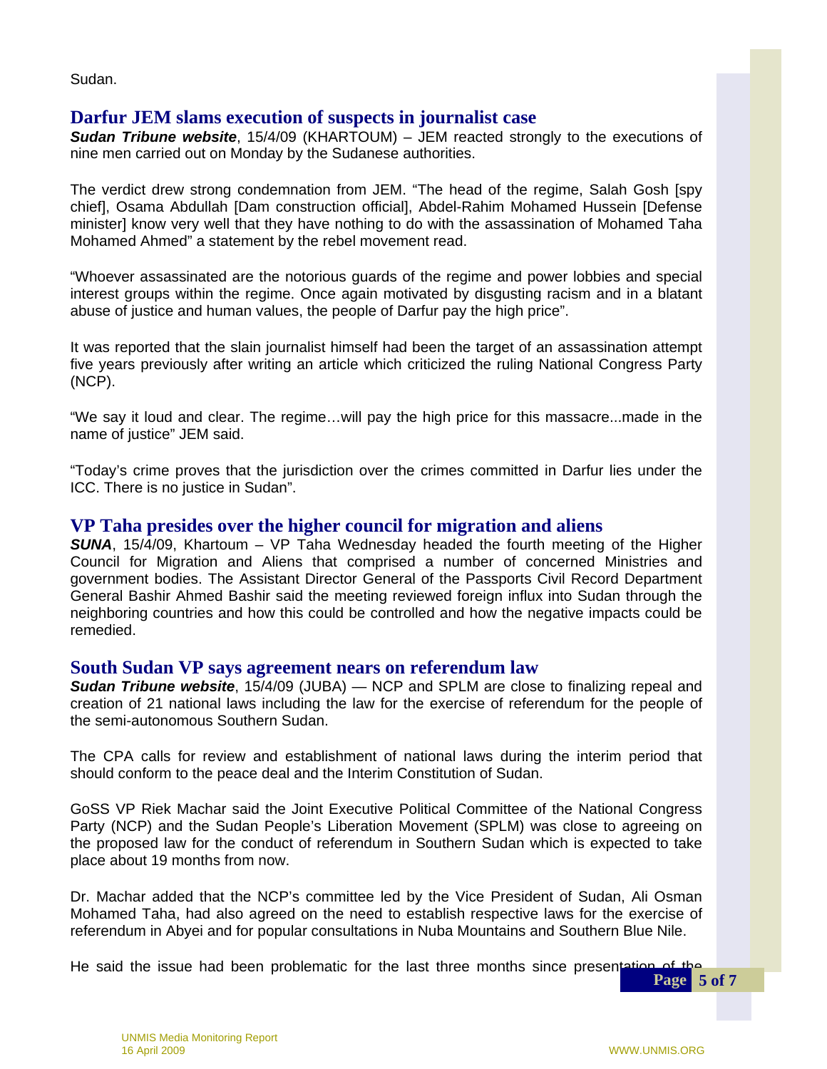Sudan.

## Darfur JEM slams execution of suspects in journalist case

***Sudan Tribune website***, 15/4/09 (KHARTOUM) – JEM reacted strongly to the executions of nine men carried out on Monday by the Sudanese authorities.

The verdict drew strong condemnation from JEM. "The head of the regime, Salah Gosh [spy chief], Osama Abdullah [Dam construction official], Abdel-Rahim Mohamed Hussein [Defense minister] know very well that they have nothing to do with the assassination of Mohamed Taha Mohamed Ahmed" a statement by the rebel movement read.

"Whoever assassinated are the notorious guards of the regime and power lobbies and special interest groups within the regime. Once again motivated by disgusting racism and in a blatant abuse of justice and human values, the people of Darfur pay the high price".

It was reported that the slain journalist himself had been the target of an assassination attempt five years previously after writing an article which criticized the ruling National Congress Party (NCP).

"We say it loud and clear. The regime…will pay the high price for this massacre...made in the name of justice" JEM said.

"Today's crime proves that the jurisdiction over the crimes committed in Darfur lies under the ICC. There is no justice in Sudan".

## VP Taha presides over the higher council for migration and aliens

***SUNA***, 15/4/09, Khartoum – VP Taha Wednesday headed the fourth meeting of the Higher Council for Migration and Aliens that comprised a number of concerned Ministries and government bodies. The Assistant Director General of the Passports Civil Record Department General Bashir Ahmed Bashir said the meeting reviewed foreign influx into Sudan through the neighboring countries and how this could be controlled and how the negative impacts could be remedied.

## South Sudan VP says agreement nears on referendum law

***Sudan Tribune website***, 15/4/09 (JUBA) — NCP and SPLM are close to finalizing repeal and creation of 21 national laws including the law for the exercise of referendum for the people of the semi-autonomous Southern Sudan.

The CPA calls for review and establishment of national laws during the interim period that should conform to the peace deal and the Interim Constitution of Sudan.

GoSS VP Riek Machar said the Joint Executive Political Committee of the National Congress Party (NCP) and the Sudan People's Liberation Movement (SPLM) was close to agreeing on the proposed law for the conduct of referendum in Southern Sudan which is expected to take place about 19 months from now.

Dr. Machar added that the NCP's committee led by the Vice President of Sudan, Ali Osman Mohamed Taha, had also agreed on the need to establish respective laws for the exercise of referendum in Abyei and for popular consultations in Nuba Mountains and Southern Blue Nile.

He said the issue had been problematic for the last three months since presentation of the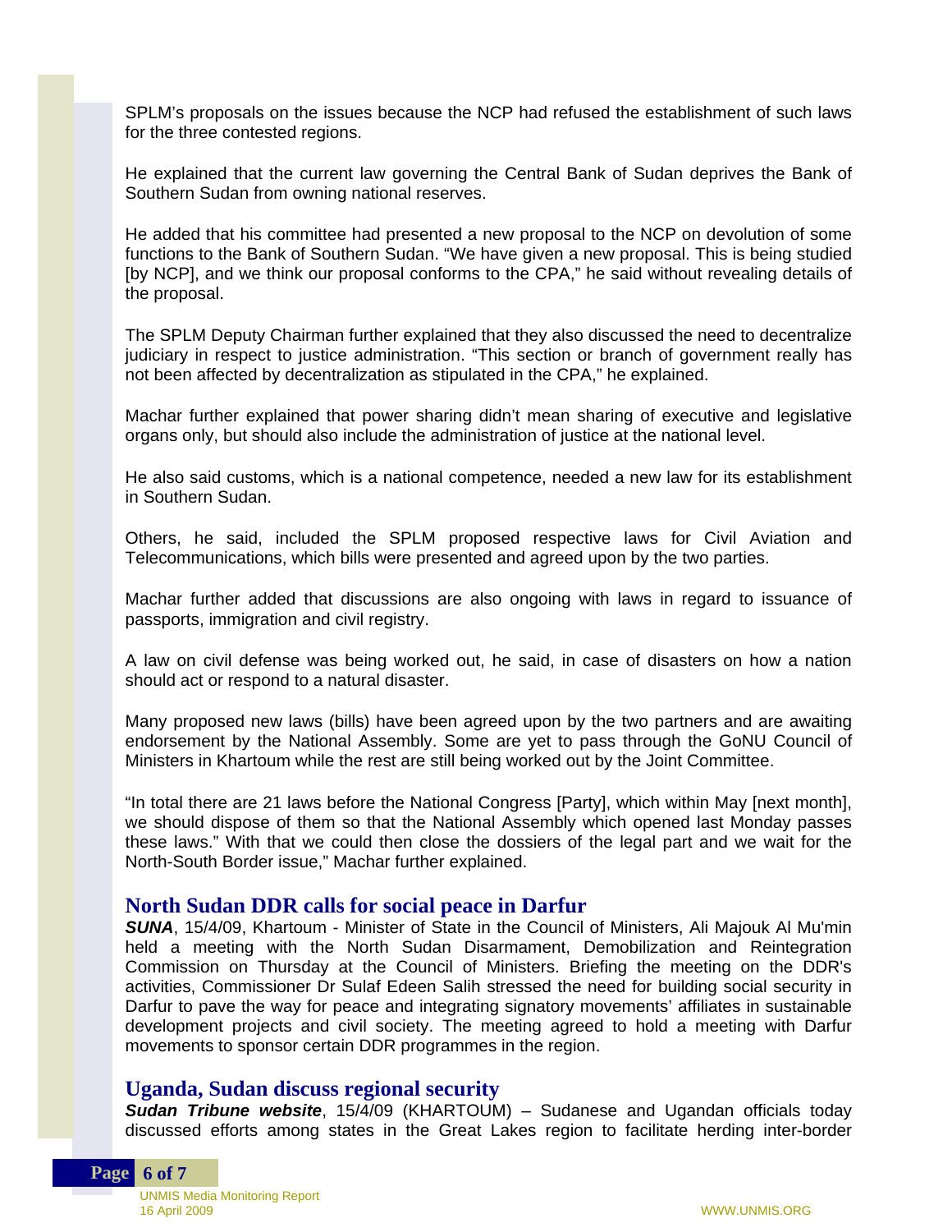SPLM's proposals on the issues because the NCP had refused the establishment of such laws for the three contested regions.

He explained that the current law governing the Central Bank of Sudan deprives the Bank of Southern Sudan from owning national reserves.

He added that his committee had presented a new proposal to the NCP on devolution of some functions to the Bank of Southern Sudan. "We have given a new proposal. This is being studied [by NCP], and we think our proposal conforms to the CPA," he said without revealing details of the proposal.

The SPLM Deputy Chairman further explained that they also discussed the need to decentralize judiciary in respect to justice administration. "This section or branch of government really has not been affected by decentralization as stipulated in the CPA," he explained.

Machar further explained that power sharing didn't mean sharing of executive and legislative organs only, but should also include the administration of justice at the national level.

He also said customs, which is a national competence, needed a new law for its establishment in Southern Sudan.

Others, he said, included the SPLM proposed respective laws for Civil Aviation and Telecommunications, which bills were presented and agreed upon by the two parties.

Machar further added that discussions are also ongoing with laws in regard to issuance of passports, immigration and civil registry.

A law on civil defense was being worked out, he said, in case of disasters on how a nation should act or respond to a natural disaster.

Many proposed new laws (bills) have been agreed upon by the two partners and are awaiting endorsement by the National Assembly. Some are yet to pass through the GoNU Council of Ministers in Khartoum while the rest are still being worked out by the Joint Committee.

"In total there are 21 laws before the National Congress [Party], which within May [next month], we should dispose of them so that the National Assembly which opened last Monday passes these laws." With that we could then close the dossiers of the legal part and we wait for the North-South Border issue," Machar further explained.

## North Sudan DDR calls for social peace in Darfur

***SUNA***, 15/4/09, Khartoum - Minister of State in the Council of Ministers, Ali Majouk Al Mu'min held a meeting with the North Sudan Disarmament, Demobilization and Reintegration Commission on Thursday at the Council of Ministers. Briefing the meeting on the DDR's activities, Commissioner Dr Sulaf Edeen Salih stressed the need for building social security in Darfur to pave the way for peace and integrating signatory movements' affiliates in sustainable development projects and civil society. The meeting agreed to hold a meeting with Darfur movements to sponsor certain DDR programmes in the region.

## Uganda, Sudan discuss regional security

***Sudan Tribune website***, 15/4/09 (KHARTOUM) – Sudanese and Ugandan officials today discussed efforts among states in the Great Lakes region to facilitate herding inter-border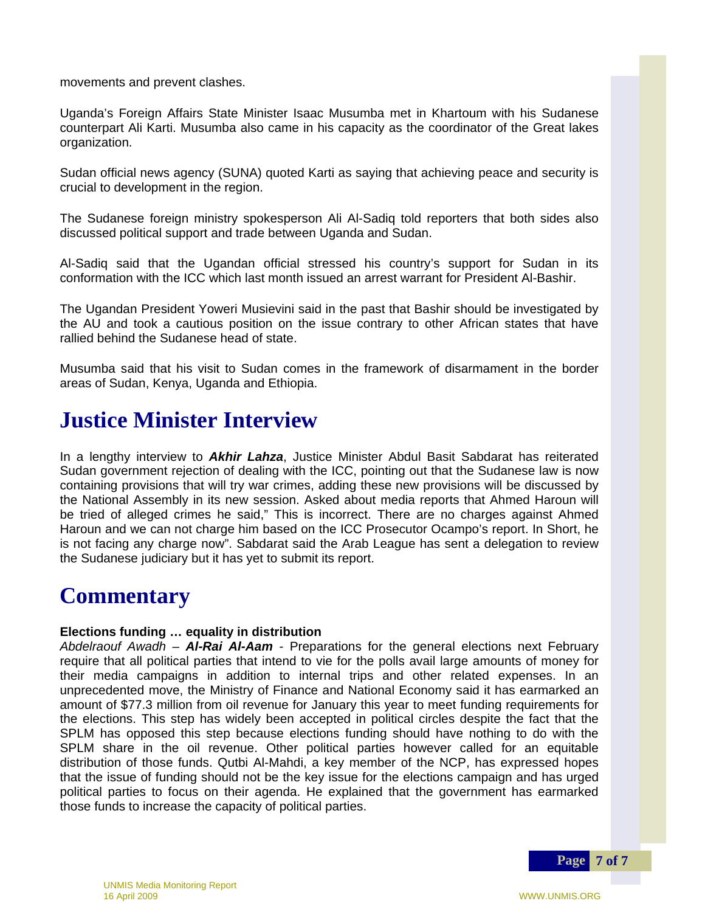movements and prevent clashes.

Uganda's Foreign Affairs State Minister Isaac Musumba met in Khartoum with his Sudanese counterpart Ali Karti. Musumba also came in his capacity as the coordinator of the Great lakes organization.

Sudan official news agency (SUNA) quoted Karti as saying that achieving peace and security is crucial to development in the region.

The Sudanese foreign ministry spokesperson Ali Al-Sadiq told reporters that both sides also discussed political support and trade between Uganda and Sudan.

Al-Sadiq said that the Ugandan official stressed his country's support for Sudan in its conformation with the ICC which last month issued an arrest warrant for President Al-Bashir.

The Ugandan President Yoweri Musievini said in the past that Bashir should be investigated by the AU and took a cautious position on the issue contrary to other African states that have rallied behind the Sudanese head of state.

Musumba said that his visit to Sudan comes in the framework of disarmament in the border areas of Sudan, Kenya, Uganda and Ethiopia.

# Justice Minister Interview

In a lengthy interview to ***Akhir Lahza***, Justice Minister Abdul Basit Sabdarat has reiterated Sudan government rejection of dealing with the ICC, pointing out that the Sudanese law is now containing provisions that will try war crimes, adding these new provisions will be discussed by the National Assembly in its new session. Asked about media reports that Ahmed Haroun will be tried of alleged crimes he said," This is incorrect. There are no charges against Ahmed Haroun and we can not charge him based on the ICC Prosecutor Ocampo's report. In Short, he is not facing any charge now". Sabdarat said the Arab League has sent a delegation to review the Sudanese judiciary but it has yet to submit its report.

# Commentary

**Elections funding … equality in distribution**

*Abdelraouf Awadh* – ***Al-Rai Al-Aam*** - Preparations for the general elections next February require that all political parties that intend to vie for the polls avail large amounts of money for their media campaigns in addition to internal trips and other related expenses. In an unprecedented move, the Ministry of Finance and National Economy said it has earmarked an amount of $77.3 million from oil revenue for January this year to meet funding requirements for the elections. This step has widely been accepted in political circles despite the fact that the SPLM has opposed this step because elections funding should have nothing to do with the SPLM share in the oil revenue. Other political parties however called for an equitable distribution of those funds. Qutbi Al-Mahdi, a key member of the NCP, has expressed hopes that the issue of funding should not be the key issue for the elections campaign and has urged political parties to focus on their agenda. He explained that the government has earmarked those funds to increase the capacity of political parties.